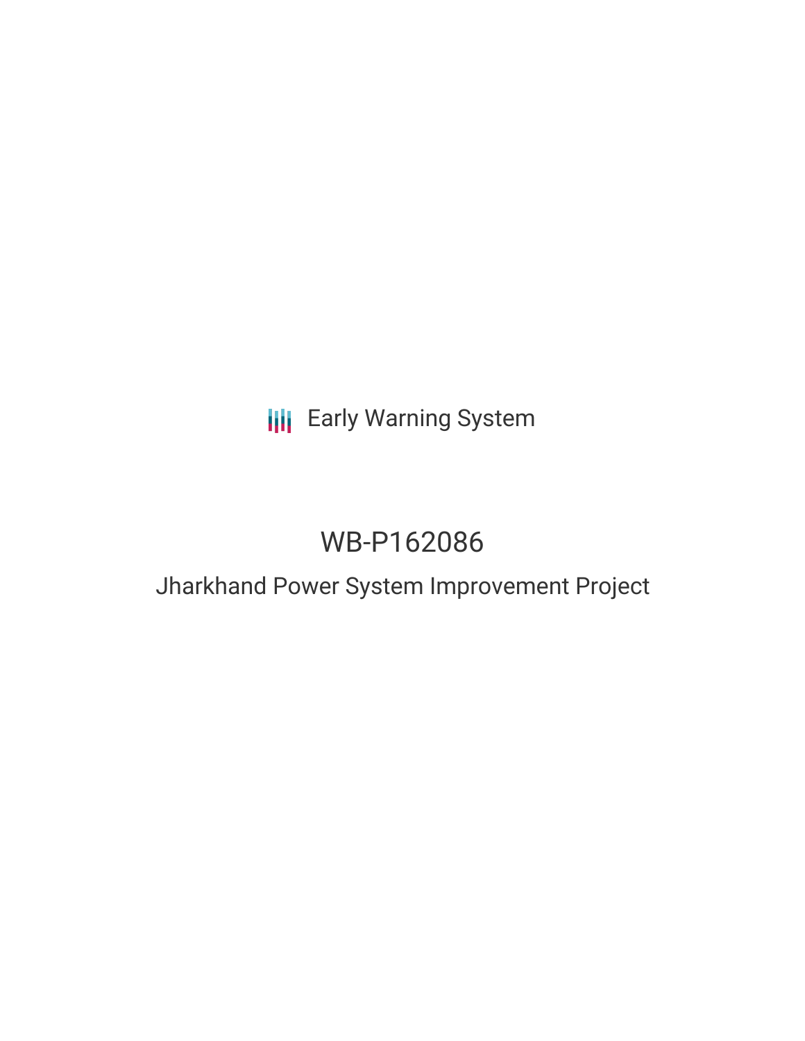Early Warning System

# WB-P162086

## Jharkhand Power System Improvement Project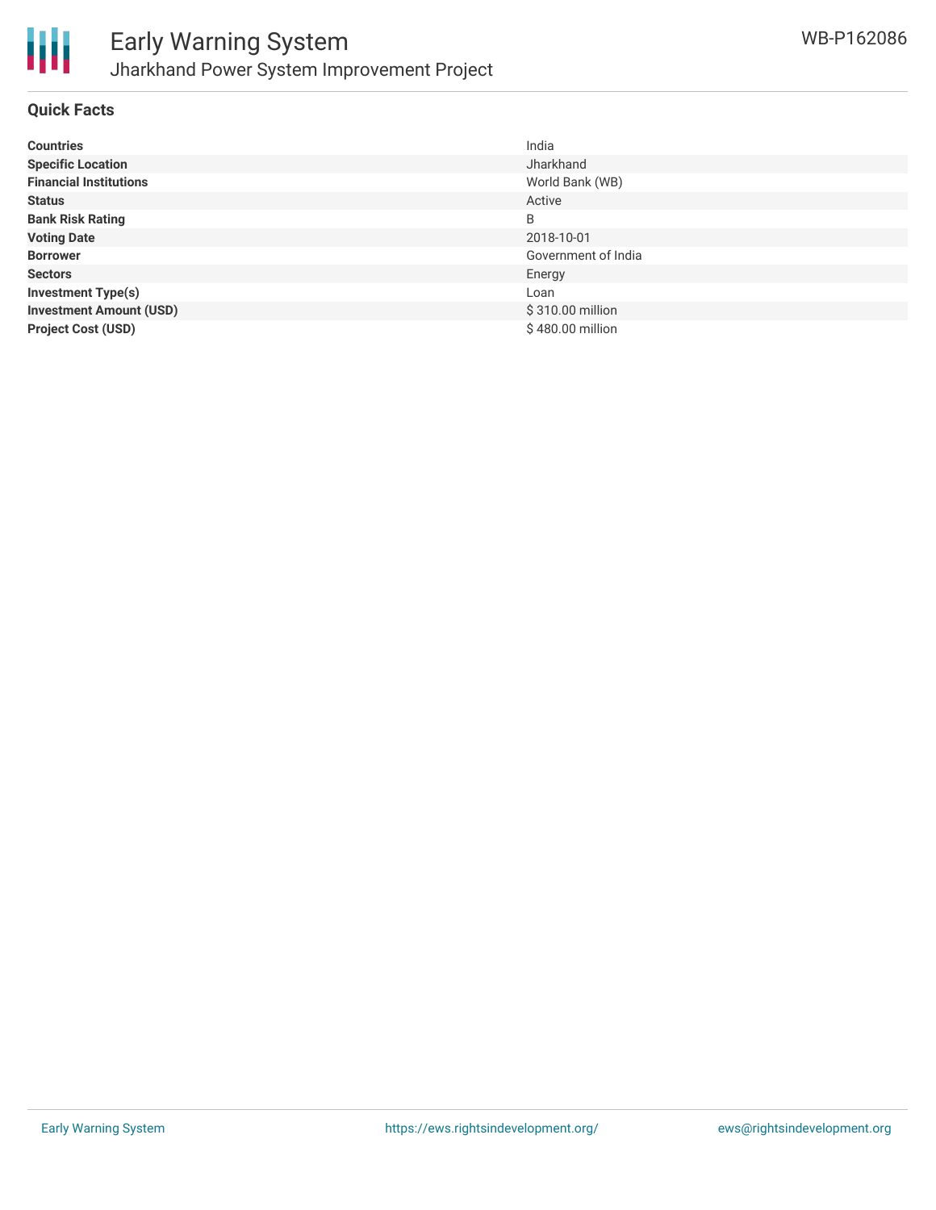## Quick Facts

| | |
|---|---|
| **Countries** | India |
| **Specific Location** | Jharkhand |
| **Financial Institutions** | World Bank (WB) |
| **Status** | Active |
| **Bank Risk Rating** | B |
| **Voting Date** | 2018-10-01 |
| **Borrower** | Government of India |
| **Sectors** | Energy |
| **Investment Type(s)** | Loan |
| **Investment Amount (USD)** | $ 310.00 million |
| **Project Cost (USD)** | $ 480.00 million |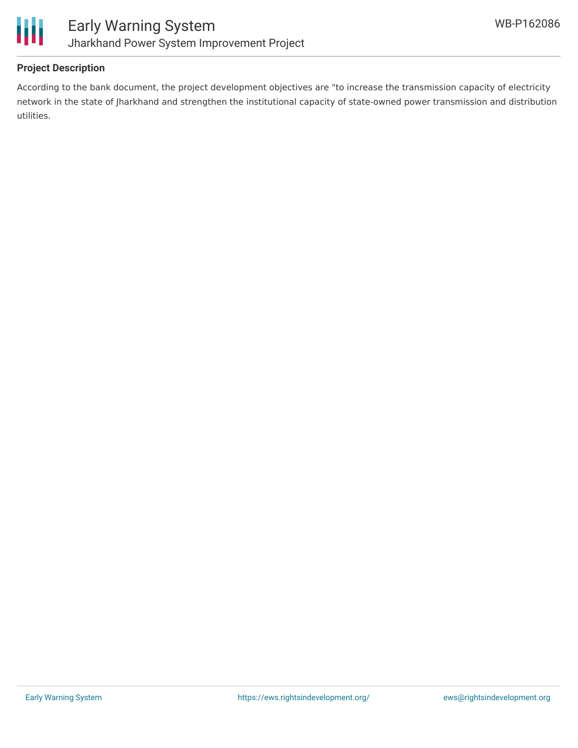**Project Description**

According to the bank document, the project development objectives are "to increase the transmission capacity of electricity network in the state of Jharkhand and strengthen the institutional capacity of state-owned power transmission and distribution utilities.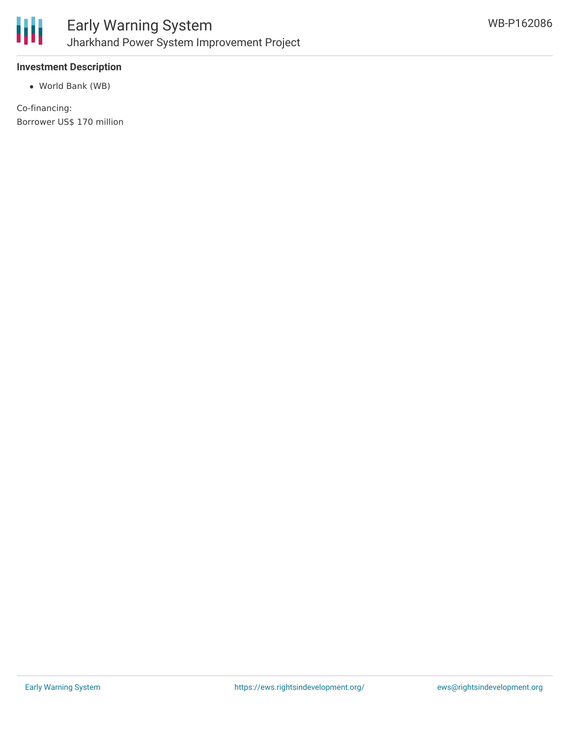**Investment Description**

- World Bank (WB)

Co-financing:
Borrower US$ 170 million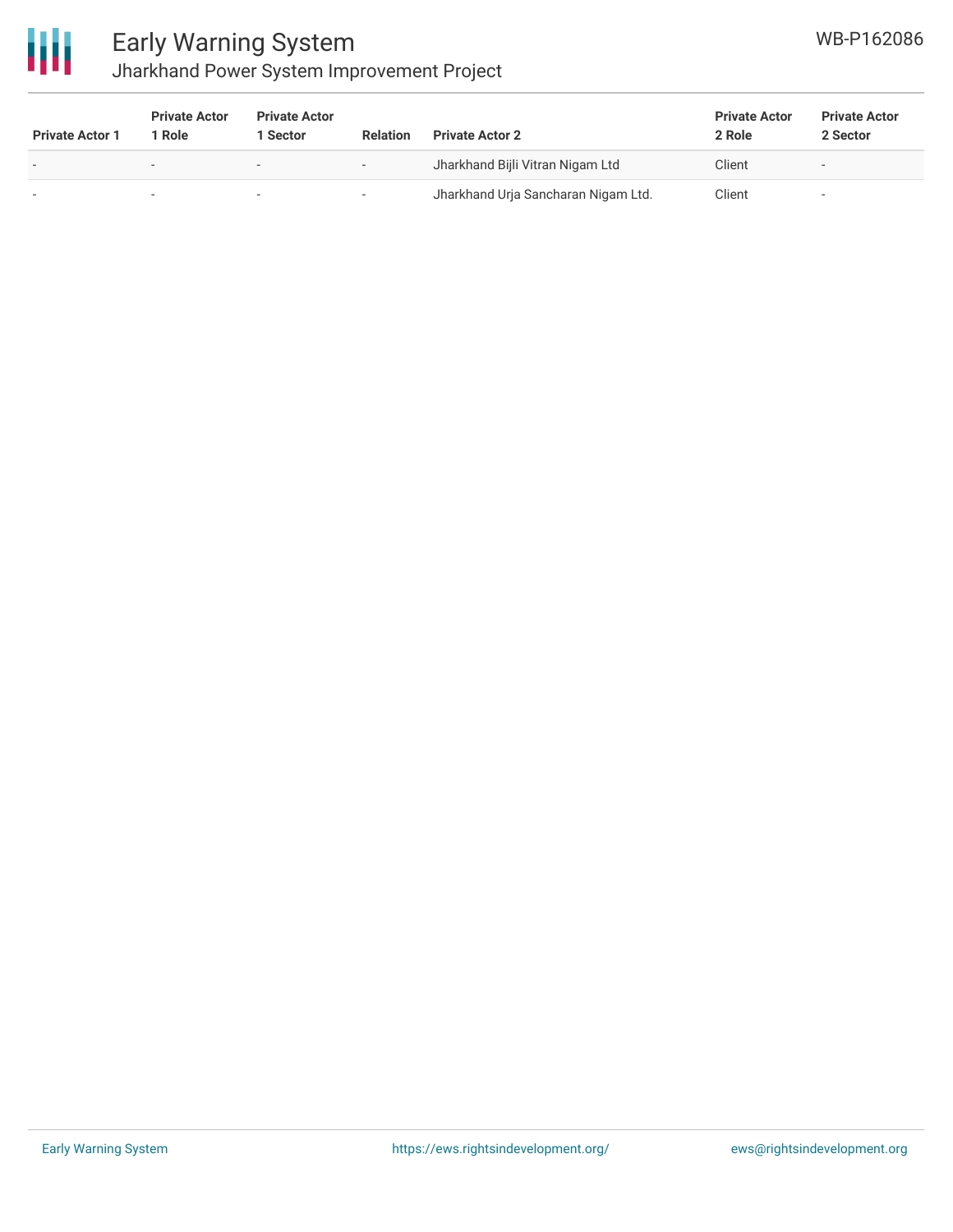| Private Actor 1 | Private Actor 1 Role | Private Actor 1 Sector | Relation | Private Actor 2 | Private Actor 2 Role | Private Actor 2 Sector |
|---|---|---|---|---|---|---|
| - | - | - | - | Jharkhand Bijli Vitran Nigam Ltd | Client | - |
| - | - | - | - | Jharkhand Urja Sancharan Nigam Ltd. | Client | - |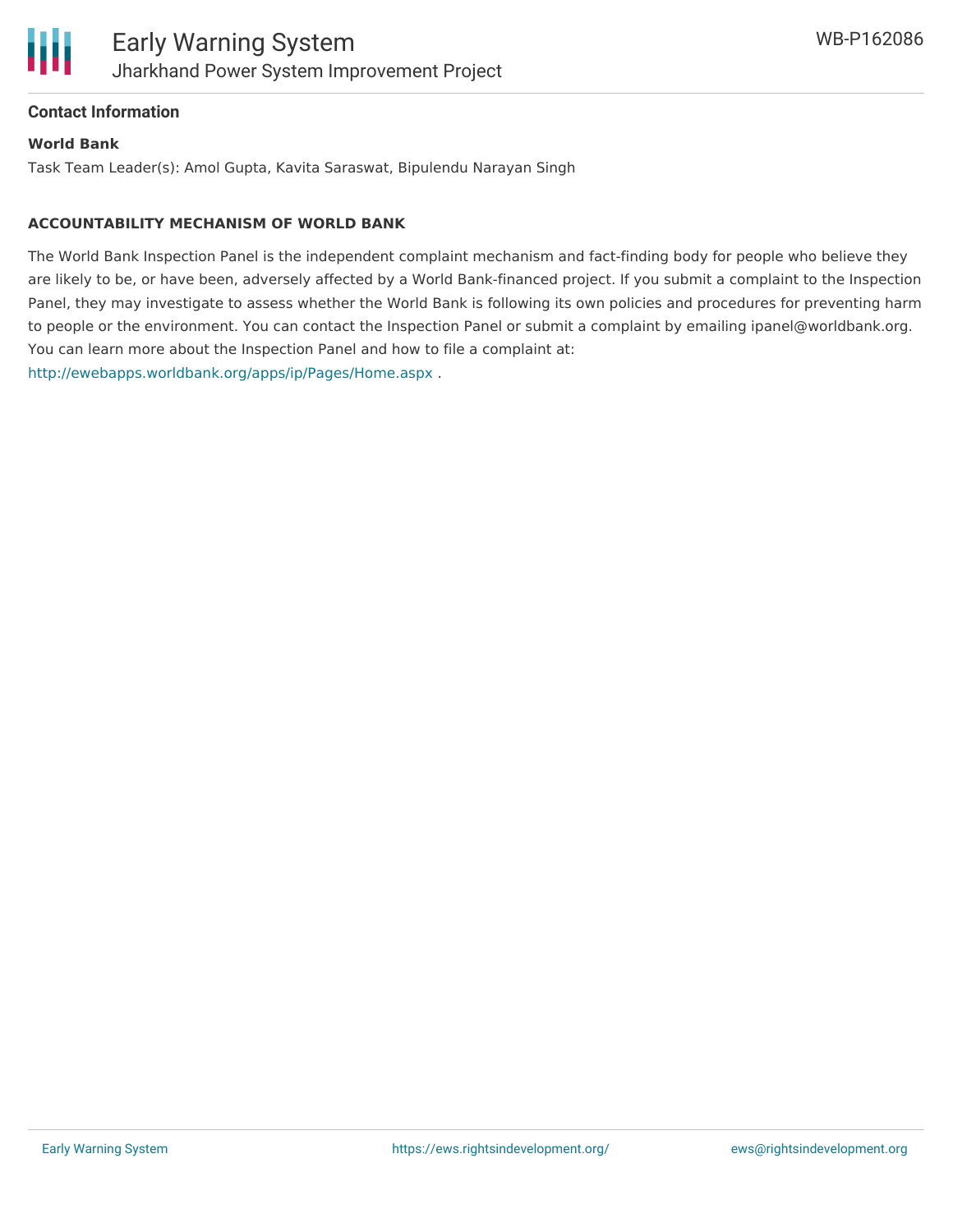## Contact Information

**World Bank**

Task Team Leader(s): Amol Gupta, Kavita Saraswat, Bipulendu Narayan Singh

**ACCOUNTABILITY MECHANISM OF WORLD BANK**

The World Bank Inspection Panel is the independent complaint mechanism and fact-finding body for people who believe they are likely to be, or have been, adversely affected by a World Bank-financed project. If you submit a complaint to the Inspection Panel, they may investigate to assess whether the World Bank is following its own policies and procedures for preventing harm to people or the environment. You can contact the Inspection Panel or submit a complaint by emailing ipanel@worldbank.org. You can learn more about the Inspection Panel and how to file a complaint at: http://ewebapps.worldbank.org/apps/ip/Pages/Home.aspx .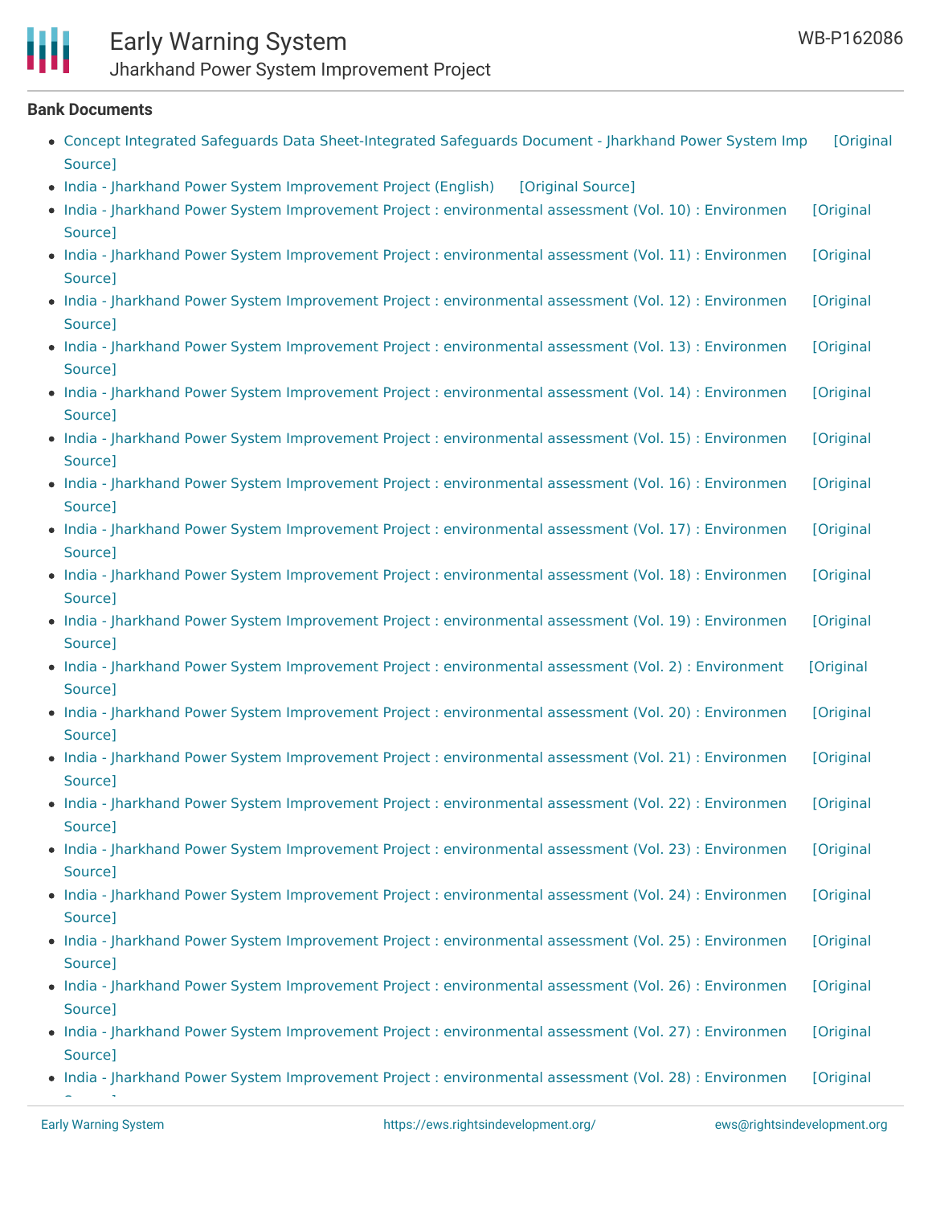## Bank Documents

- Concept Integrated Safeguards Data Sheet-Integrated Safeguards Document - Jharkhand Power System Imp [Original Source]
- India - Jharkhand Power System Improvement Project (English) [Original Source]
- India - Jharkhand Power System Improvement Project : environmental assessment (Vol. 10) : Environmen [Original Source]
- India - Jharkhand Power System Improvement Project : environmental assessment (Vol. 11) : Environmen [Original Source]
- India - Jharkhand Power System Improvement Project : environmental assessment (Vol. 12) : Environmen [Original Source]
- India - Jharkhand Power System Improvement Project : environmental assessment (Vol. 13) : Environmen [Original Source]
- India - Jharkhand Power System Improvement Project : environmental assessment (Vol. 14) : Environmen [Original Source]
- India - Jharkhand Power System Improvement Project : environmental assessment (Vol. 15) : Environmen [Original Source]
- India - Jharkhand Power System Improvement Project : environmental assessment (Vol. 16) : Environmen [Original Source]
- India - Jharkhand Power System Improvement Project : environmental assessment (Vol. 17) : Environmen [Original Source]
- India - Jharkhand Power System Improvement Project : environmental assessment (Vol. 18) : Environmen [Original Source]
- India - Jharkhand Power System Improvement Project : environmental assessment (Vol. 19) : Environmen [Original Source]
- India - Jharkhand Power System Improvement Project : environmental assessment (Vol. 2) : Environment [Original Source]
- India - Jharkhand Power System Improvement Project : environmental assessment (Vol. 20) : Environmen [Original Source]
- India - Jharkhand Power System Improvement Project : environmental assessment (Vol. 21) : Environmen [Original Source]
- India - Jharkhand Power System Improvement Project : environmental assessment (Vol. 22) : Environmen [Original Source]
- India - Jharkhand Power System Improvement Project : environmental assessment (Vol. 23) : Environmen [Original Source]
- India - Jharkhand Power System Improvement Project : environmental assessment (Vol. 24) : Environmen [Original Source]
- India - Jharkhand Power System Improvement Project : environmental assessment (Vol. 25) : Environmen [Original Source]
- India - Jharkhand Power System Improvement Project : environmental assessment (Vol. 26) : Environmen [Original Source]
- India - Jharkhand Power System Improvement Project : environmental assessment (Vol. 27) : Environmen [Original Source]
- India - Jharkhand Power System Improvement Project : environmental assessment (Vol. 28) : Environmen [Original Source]